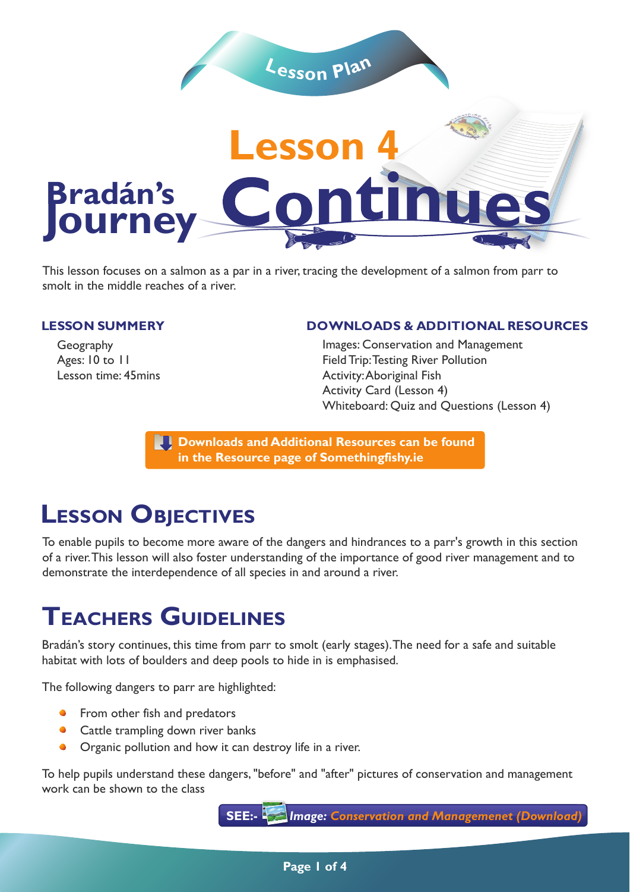Lesson Plan

# Lesson 4

# Bradán's Journey Continues

This lesson focuses on a salmon as a par in a river, tracing the development of a salmon from parr to smolt in the middle reaches of a river.

### LESSON SUMMERY

Geography
Ages: 10 to 11
Lesson time: 45mins

### DOWNLOADS & ADDITIONAL RESOURCES

Images: Conservation and Management
Field Trip: Testing River Pollution
Activity: Aboriginal Fish
Activity Card (Lesson 4)
Whiteboard: Quiz and Questions (Lesson 4)

**Downloads and Additional Resources can be found in the Resource page of Somethingfishy.ie**

## Lesson Objectives

To enable pupils to become more aware of the dangers and hindrances to a parr's growth in this section of a river. This lesson will also foster understanding of the importance of good river management and to demonstrate the interdependence of all species in and around a river.

## Teachers Guidelines

Bradán's story continues, this time from parr to smolt (early stages). The need for a safe and suitable habitat with lots of boulders and deep pools to hide in is emphasised.

The following dangers to parr are highlighted:

- From other fish and predators
- Cattle trampling down river banks
- Organic pollution and how it can destroy life in a river.

To help pupils understand these dangers, "before" and "after" pictures of conservation and management work can be shown to the class

**SEE:-** ***Image:*** ***Conservation and Managemenet (Download)***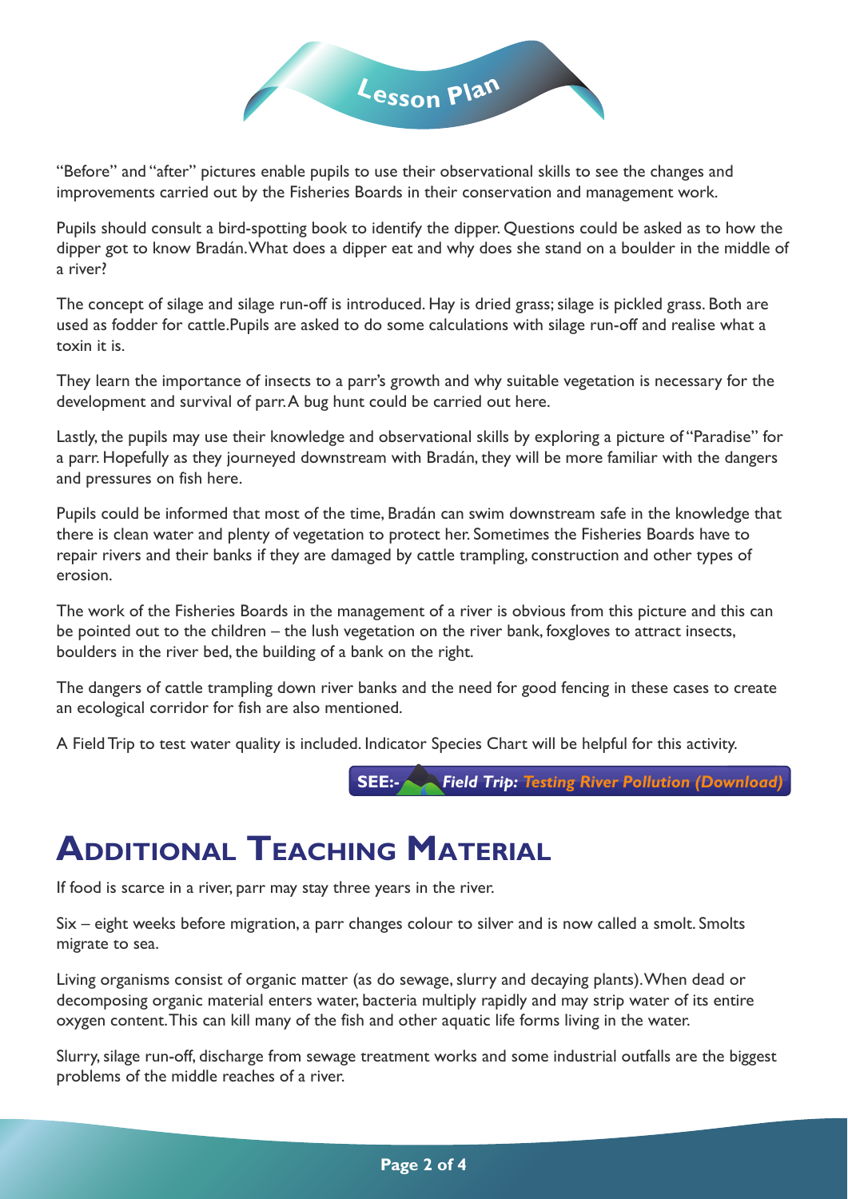# Lesson Plan

"Before" and "after" pictures enable pupils to use their observational skills to see the changes and improvements carried out by the Fisheries Boards in their conservation and management work.

Pupils should consult a bird-spotting book to identify the dipper. Questions could be asked as to how the dipper got to know Bradán. What does a dipper eat and why does she stand on a boulder in the middle of a river?

The concept of silage and silage run-off is introduced. Hay is dried grass; silage is pickled grass. Both are used as fodder for cattle. Pupils are asked to do some calculations with silage run-off and realise what a toxin it is.

They learn the importance of insects to a parr's growth and why suitable vegetation is necessary for the development and survival of parr. A bug hunt could be carried out here.

Lastly, the pupils may use their knowledge and observational skills by exploring a picture of "Paradise" for a parr. Hopefully as they journeyed downstream with Bradán, they will be more familiar with the dangers and pressures on fish here.

Pupils could be informed that most of the time, Bradán can swim downstream safe in the knowledge that there is clean water and plenty of vegetation to protect her. Sometimes the Fisheries Boards have to repair rivers and their banks if they are damaged by cattle trampling, construction and other types of erosion.

The work of the Fisheries Boards in the management of a river is obvious from this picture and this can be pointed out to the children – the lush vegetation on the river bank, foxgloves to attract insects, boulders in the river bed, the building of a bank on the right.

The dangers of cattle trampling down river banks and the need for good fencing in these cases to create an ecological corridor for fish are also mentioned.

A Field Trip to test water quality is included. Indicator Species Chart will be helpful for this activity.

**SEE:-** ***Field Trip:*** ***Testing River Pollution (Download)***

## Additional Teaching Material

If food is scarce in a river, parr may stay three years in the river.

Six – eight weeks before migration, a parr changes colour to silver and is now called a smolt. Smolts migrate to sea.

Living organisms consist of organic matter (as do sewage, slurry and decaying plants). When dead or decomposing organic material enters water, bacteria multiply rapidly and may strip water of its entire oxygen content. This can kill many of the fish and other aquatic life forms living in the water.

Slurry, silage run-off, discharge from sewage treatment works and some industrial outfalls are the biggest problems of the middle reaches of a river.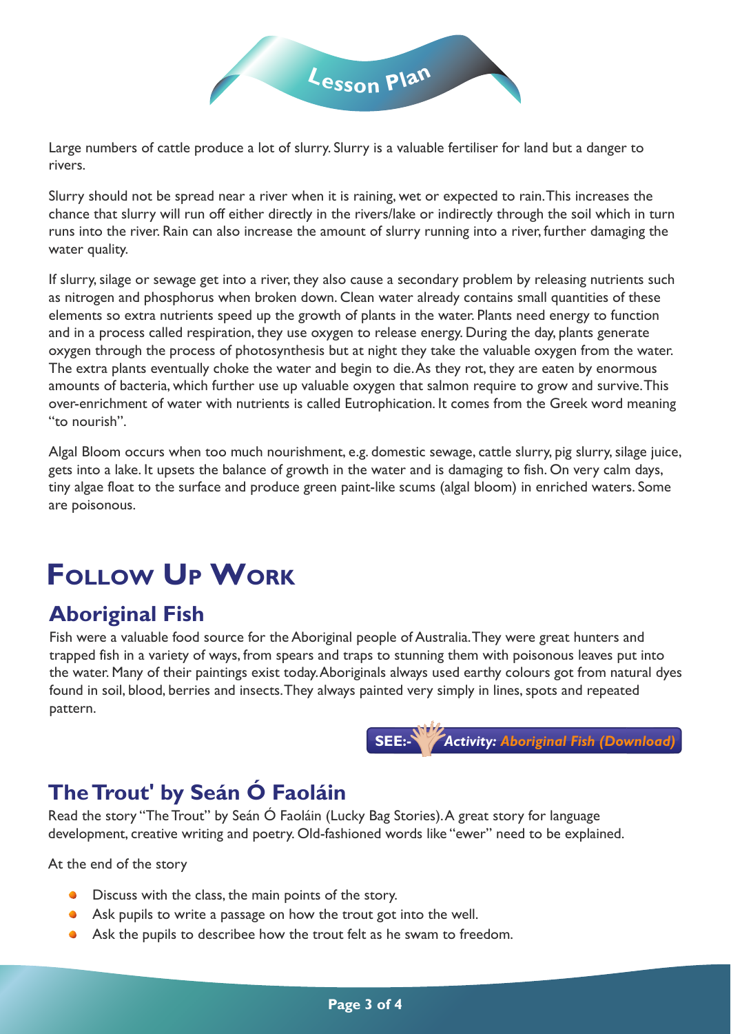Large numbers of cattle produce a lot of slurry. Slurry is a valuable fertiliser for land but a danger to rivers.

Slurry should not be spread near a river when it is raining, wet or expected to rain. This increases the chance that slurry will run off either directly in the rivers/lake or indirectly through the soil which in turn runs into the river. Rain can also increase the amount of slurry running into a river, further damaging the water quality.

If slurry, silage or sewage get into a river, they also cause a secondary problem by releasing nutrients such as nitrogen and phosphorus when broken down. Clean water already contains small quantities of these elements so extra nutrients speed up the growth of plants in the water. Plants need energy to function and in a process called respiration, they use oxygen to release energy. During the day, plants generate oxygen through the process of photosynthesis but at night they take the valuable oxygen from the water. The extra plants eventually choke the water and begin to die. As they rot, they are eaten by enormous amounts of bacteria, which further use up valuable oxygen that salmon require to grow and survive. This over-enrichment of water with nutrients is called Eutrophication. It comes from the Greek word meaning "to nourish".

Algal Bloom occurs when too much nourishment, e.g. domestic sewage, cattle slurry, pig slurry, silage juice, gets into a lake. It upsets the balance of growth in the water and is damaging to fish. On very calm days, tiny algae float to the surface and produce green paint-like scums (algal bloom) in enriched waters. Some are poisonous.

# Follow Up Work

## Aboriginal Fish

Fish were a valuable food source for the Aboriginal people of Australia. They were great hunters and trapped fish in a variety of ways, from spears and traps to stunning them with poisonous leaves put into the water. Many of their paintings exist today. Aboriginals always used earthy colours got from natural dyes found in soil, blood, berries and insects. They always painted very simply in lines, spots and repeated pattern.

**SEE:-** ***Activity:* *Aboriginal Fish (Download)***

## The Trout' by Seán Ó Faoláin

Read the story "The Trout" by Seán Ó Faoláin (Lucky Bag Stories). A great story for language development, creative writing and poetry. Old-fashioned words like "ewer" need to be explained.

At the end of the story

- Discuss with the class, the main points of the story.
- Ask pupils to write a passage on how the trout got into the well.
- Ask the pupils to describee how the trout felt as he swam to freedom.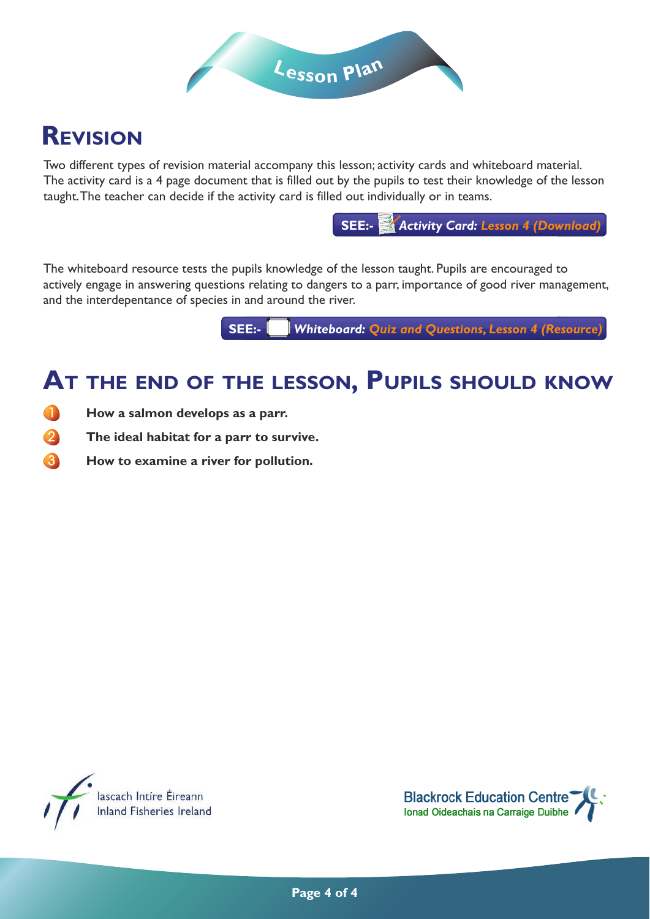Lesson Plan

# Revision

Two different types of revision material accompany this lesson; activity cards and whiteboard material. The activity card is a 4 page document that is filled out by the pupils to test their knowledge of the lesson taught. The teacher can decide if the activity card is filled out individually or in teams.

**SEE:-** ***Activity Card:*** ***Lesson 4 (Download)***

The whiteboard resource tests the pupils knowledge of the lesson taught. Pupils are encouraged to actively engage in answering questions relating to dangers to a parr, importance of good river management, and the interdepentance of species in and around the river.

**SEE:-** ***Whiteboard:*** ***Quiz and Questions, Lesson 4 (Resource)***

# At the end of the lesson, Pupils should know

1. **How a salmon develops as a parr.**
2. **The ideal habitat for a parr to survive.**
3. **How to examine a river for pollution.**

Iascach Intíre Éireann
Inland Fisheries Ireland

Blackrock Education Centre
Ionad Oideachais na Carraige Duibhe